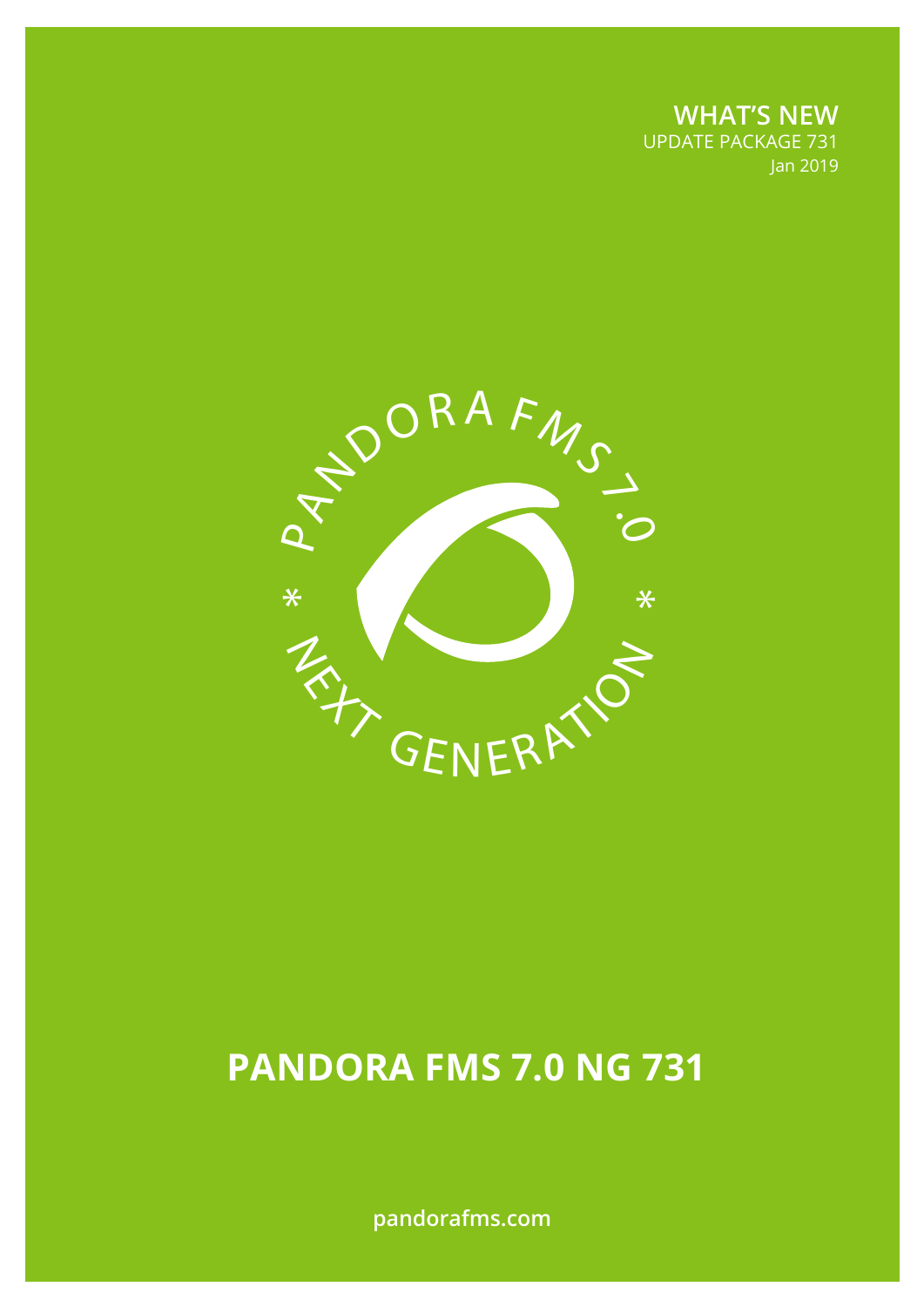**WHAT'S NEW**
UPDATE PACKAGE 731
Jan 2019

PANDORA FMS 7.0 * NEXT GENERATION *

# PANDORA FMS 7.0 NG 731

pandorafms.com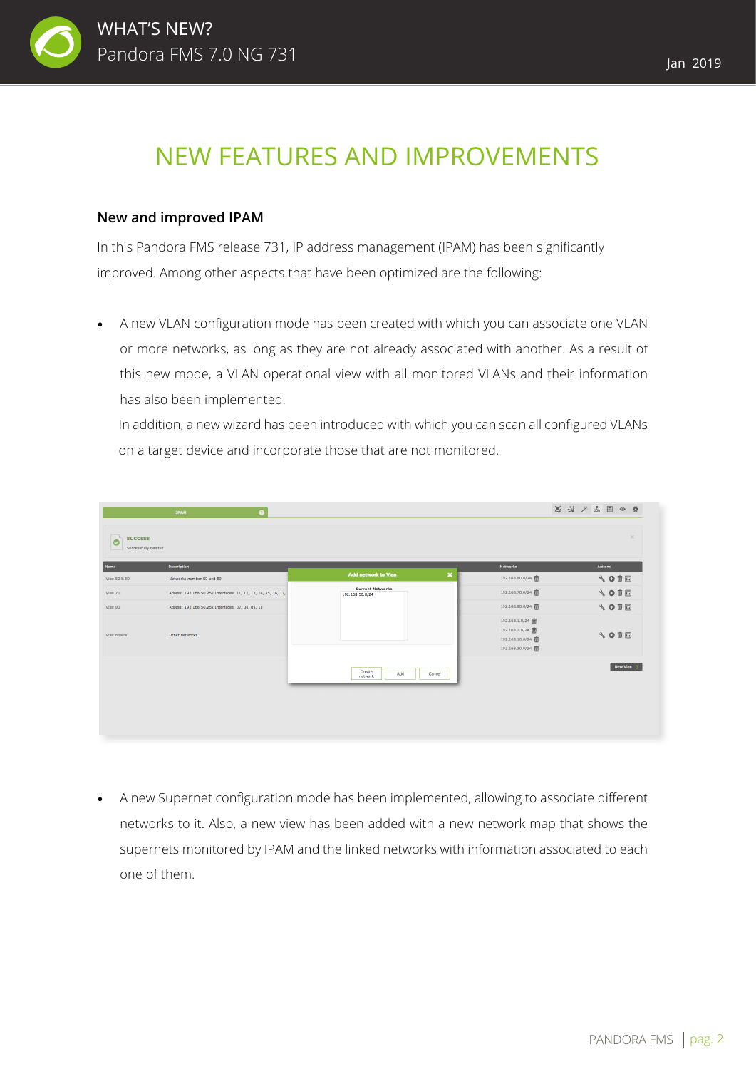# NEW FEATURES AND IMPROVEMENTS

### New and improved IPAM

In this Pandora FMS release 731, IP address management (IPAM) has been significantly improved. Among other aspects that have been optimized are the following:

- A new VLAN configuration mode has been created with which you can associate one VLAN or more networks, as long as they are not already associated with another. As a result of this new mode, a VLAN operational view with all monitored VLANs and their information has also been implemented.

  In addition, a new wizard has been introduced with which you can scan all configured VLANs on a target device and incorporate those that are not monitored.

- A new Supernet configuration mode has been implemented, allowing to associate different networks to it. Also, a new view has been added with a new network map that shows the supernets monitored by IPAM and the linked networks with information associated to each one of them.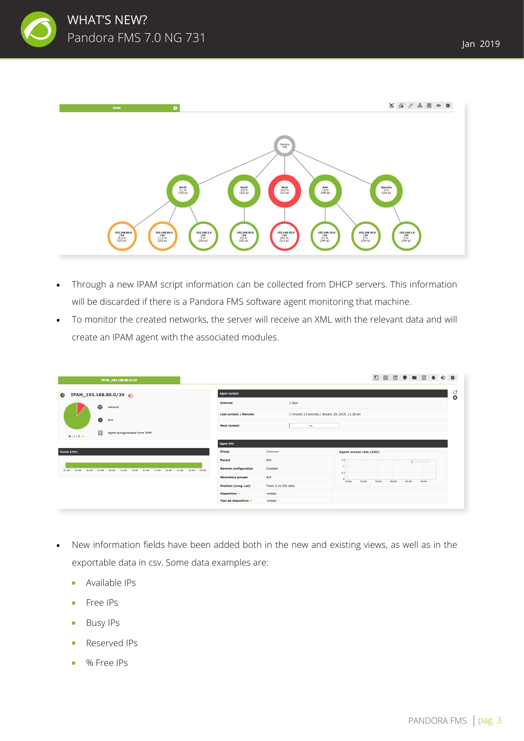- Through a new IPAM script information can be collected from DHCP servers. This information will be discarded if there is a Pandora FMS software agent monitoring that machine.
- To monitor the created networks, the server will receive an XML with the relevant data and will create an IPAM agent with the associated modules.

- New information fields have been added both in the new and existing views, as well as in the exportable data in csv. Some data examples are:
  - Available IPs
  - Free IPs
  - Busy IPs
  - Reserved IPs
  - % Free IPs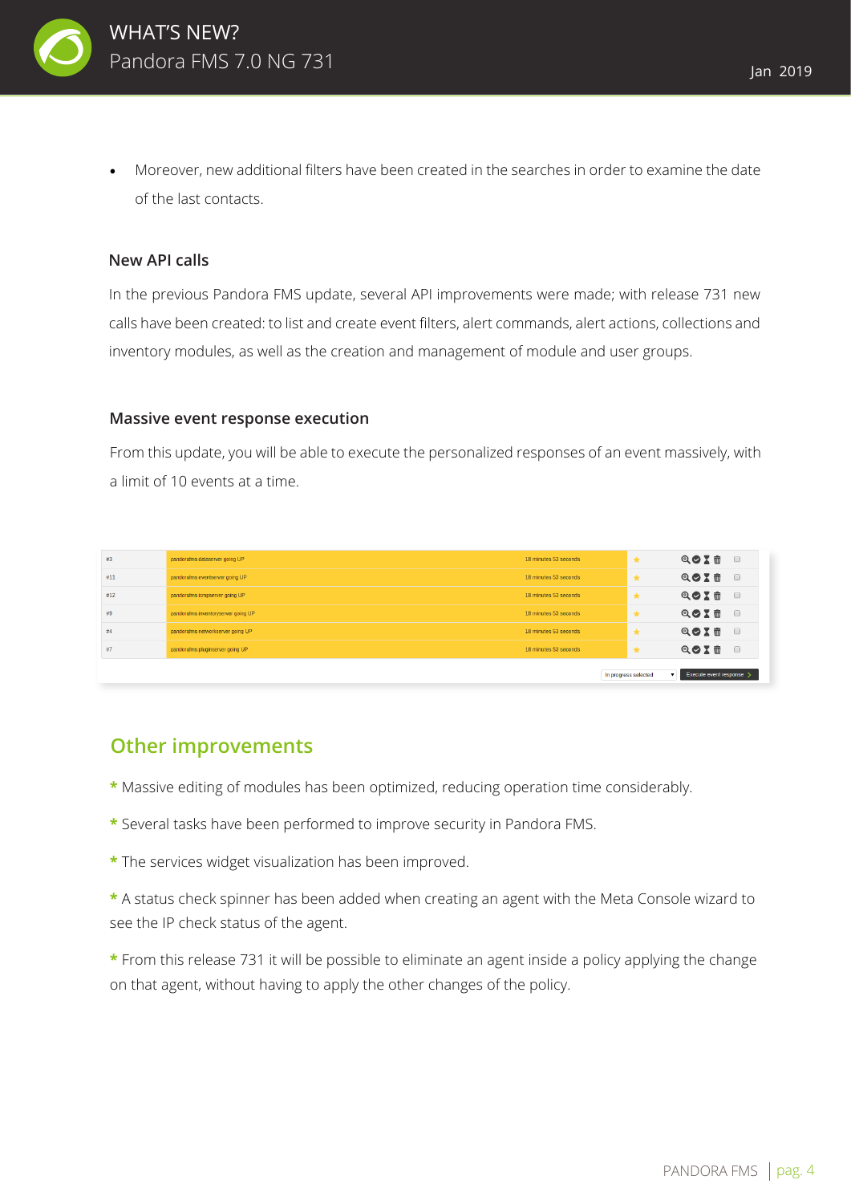- Moreover, new additional filters have been created in the searches in order to examine the date of the last contacts.

### New API calls

In the previous Pandora FMS update, several API improvements were made; with release 731 new calls have been created: to list and create event filters, alert commands, alert actions, collections and inventory modules, as well as the creation and management of module and user groups.

### Massive event response execution

From this update, you will be able to execute the personalized responses of an event massively, with a limit of 10 events at a time.

## Other improvements

* Massive editing of modules has been optimized, reducing operation time considerably.

* Several tasks have been performed to improve security in Pandora FMS.

* The services widget visualization has been improved.

* A status check spinner has been added when creating an agent with the Meta Console wizard to see the IP check status of the agent.

* From this release 731 it will be possible to eliminate an agent inside a policy applying the change on that agent, without having to apply the other changes of the policy.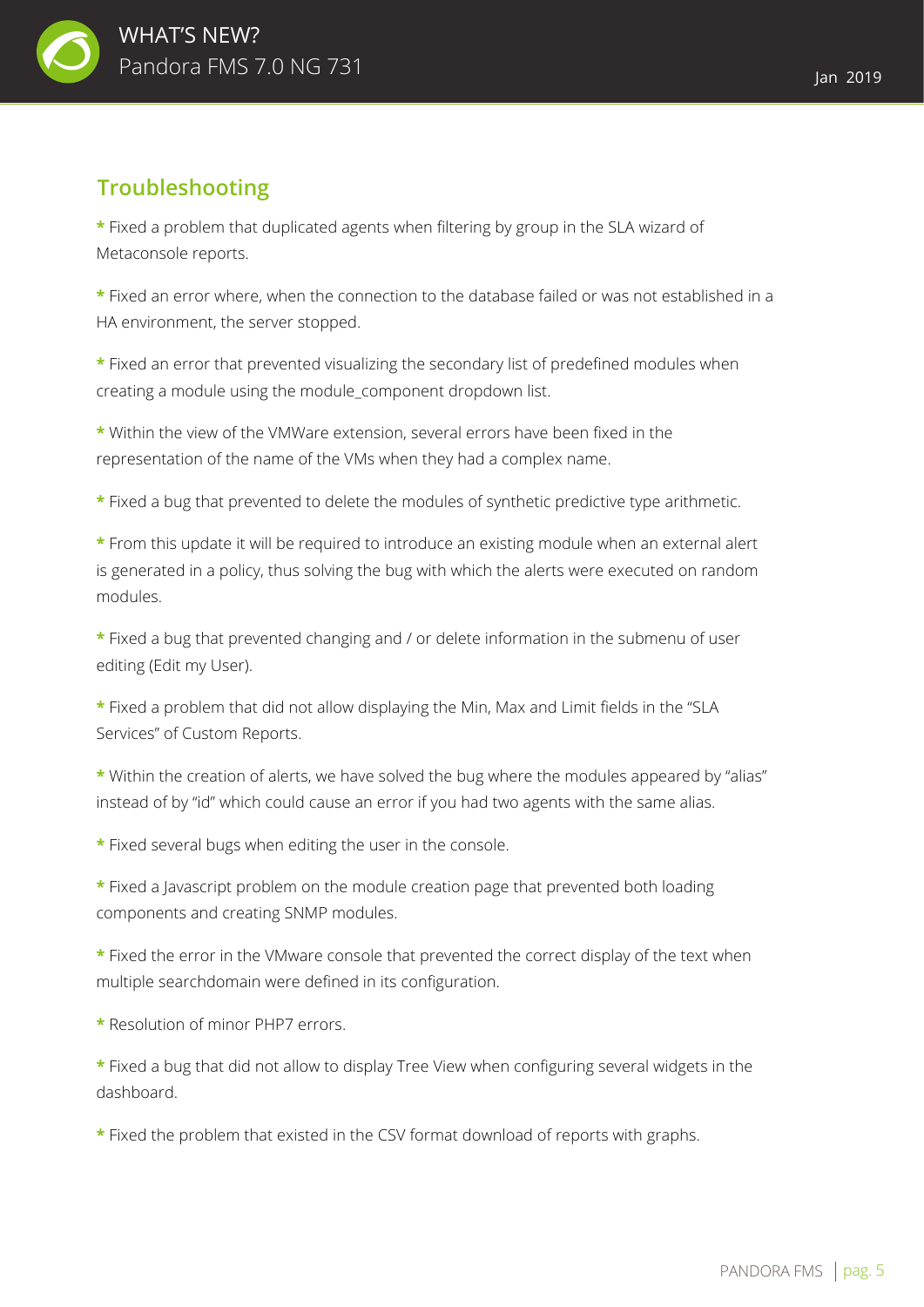## Troubleshooting

* Fixed a problem that duplicated agents when filtering by group in the SLA wizard of Metaconsole reports.

* Fixed an error where, when the connection to the database failed or was not established in a HA environment, the server stopped.

* Fixed an error that prevented visualizing the secondary list of predefined modules when creating a module using the module_component dropdown list.

* Within the view of the VMWare extension, several errors have been fixed in the representation of the name of the VMs when they had a complex name.

* Fixed a bug that prevented to delete the modules of synthetic predictive type arithmetic.

* From this update it will be required to introduce an existing module when an external alert is generated in a policy, thus solving the bug with which the alerts were executed on random modules.

* Fixed a bug that prevented changing and / or delete information in the submenu of user editing (Edit my User).

* Fixed a problem that did not allow displaying the Min, Max and Limit fields in the "SLA Services" of Custom Reports.

* Within the creation of alerts, we have solved the bug where the modules appeared by "alias" instead of by "id" which could cause an error if you had two agents with the same alias.

* Fixed several bugs when editing the user in the console.

* Fixed a Javascript problem on the module creation page that prevented both loading components and creating SNMP modules.

* Fixed the error in the VMware console that prevented the correct display of the text when multiple searchdomain were defined in its configuration.

* Resolution of minor PHP7 errors.

* Fixed a bug that did not allow to display Tree View when configuring several widgets in the dashboard.

* Fixed the problem that existed in the CSV format download of reports with graphs.